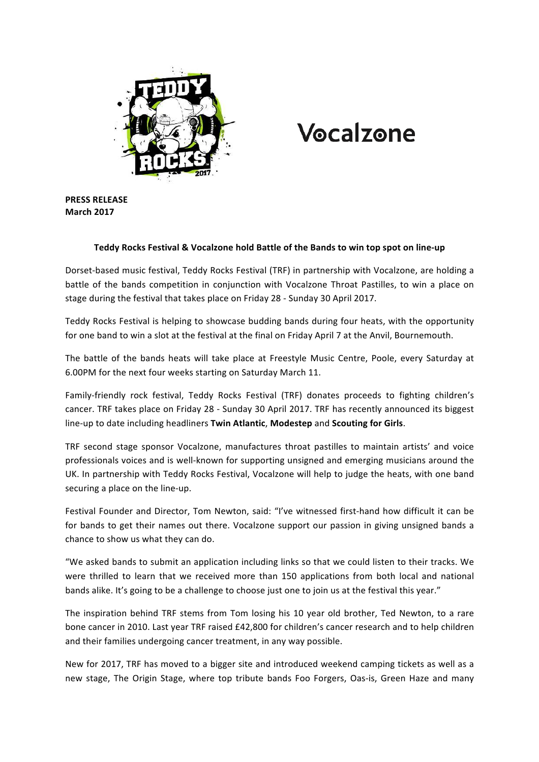**PRESS RELEASE**
**March 2017**

**Teddy Rocks Festival & Vocalzone hold Battle of the Bands to win top spot on line-up**

Dorset-based music festival, Teddy Rocks Festival (TRF) in partnership with Vocalzone, are holding a battle of the bands competition in conjunction with Vocalzone Throat Pastilles, to win a place on stage during the festival that takes place on Friday 28 - Sunday 30 April 2017.

Teddy Rocks Festival is helping to showcase budding bands during four heats, with the opportunity for one band to win a slot at the festival at the final on Friday April 7 at the Anvil, Bournemouth.

The battle of the bands heats will take place at Freestyle Music Centre, Poole, every Saturday at 6.00PM for the next four weeks starting on Saturday March 11.

Family-friendly rock festival, Teddy Rocks Festival (TRF) donates proceeds to fighting children's cancer. TRF takes place on Friday 28 - Sunday 30 April 2017. TRF has recently announced its biggest line-up to date including headliners **Twin Atlantic**, **Modestep** and **Scouting for Girls**.

TRF second stage sponsor Vocalzone, manufactures throat pastilles to maintain artists' and voice professionals voices and is well-known for supporting unsigned and emerging musicians around the UK. In partnership with Teddy Rocks Festival, Vocalzone will help to judge the heats, with one band securing a place on the line-up.

Festival Founder and Director, Tom Newton, said: "I've witnessed first-hand how difficult it can be for bands to get their names out there. Vocalzone support our passion in giving unsigned bands a chance to show us what they can do.

"We asked bands to submit an application including links so that we could listen to their tracks. We were thrilled to learn that we received more than 150 applications from both local and national bands alike. It's going to be a challenge to choose just one to join us at the festival this year."

The inspiration behind TRF stems from Tom losing his 10 year old brother, Ted Newton, to a rare bone cancer in 2010. Last year TRF raised £42,800 for children's cancer research and to help children and their families undergoing cancer treatment, in any way possible.

New for 2017, TRF has moved to a bigger site and introduced weekend camping tickets as well as a new stage, The Origin Stage, where top tribute bands Foo Forgers, Oas-is, Green Haze and many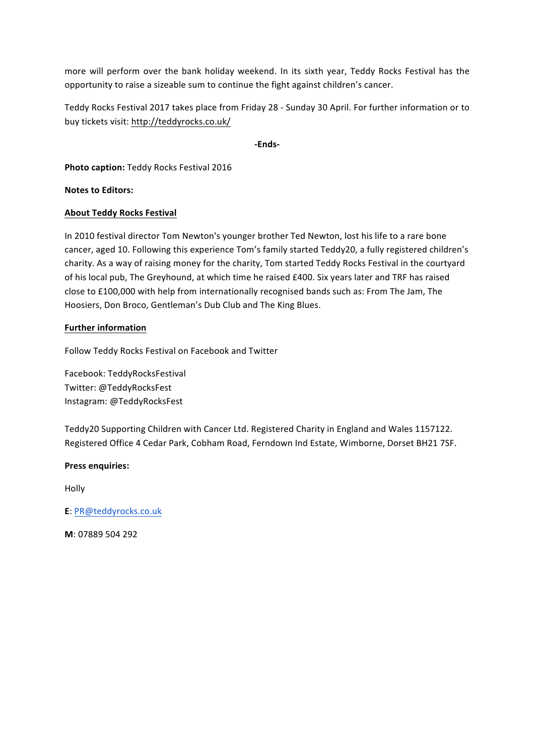more will perform over the bank holiday weekend. In its sixth year, Teddy Rocks Festival has the opportunity to raise a sizeable sum to continue the fight against children's cancer.

Teddy Rocks Festival 2017 takes place from Friday 28 - Sunday 30 April. For further information or to buy tickets visit: http://teddyrocks.co.uk/

**-Ends-**

**Photo caption:** Teddy Rocks Festival 2016

**Notes to Editors:**

**About Teddy Rocks Festival**

In 2010 festival director Tom Newton's younger brother Ted Newton, lost his life to a rare bone cancer, aged 10. Following this experience Tom's family started Teddy20, a fully registered children's charity. As a way of raising money for the charity, Tom started Teddy Rocks Festival in the courtyard of his local pub, The Greyhound, at which time he raised £400. Six years later and TRF has raised close to £100,000 with help from internationally recognised bands such as: From The Jam, The Hoosiers, Don Broco, Gentleman's Dub Club and The King Blues.

**Further information**

Follow Teddy Rocks Festival on Facebook and Twitter

Facebook: TeddyRocksFestival
Twitter: @TeddyRocksFest
Instagram: @TeddyRocksFest

Teddy20 Supporting Children with Cancer Ltd. Registered Charity in England and Wales 1157122. Registered Office 4 Cedar Park, Cobham Road, Ferndown Ind Estate, Wimborne, Dorset BH21 7SF.

**Press enquiries:**

Holly

**E**: PR@teddyrocks.co.uk

**M**: 07889 504 292